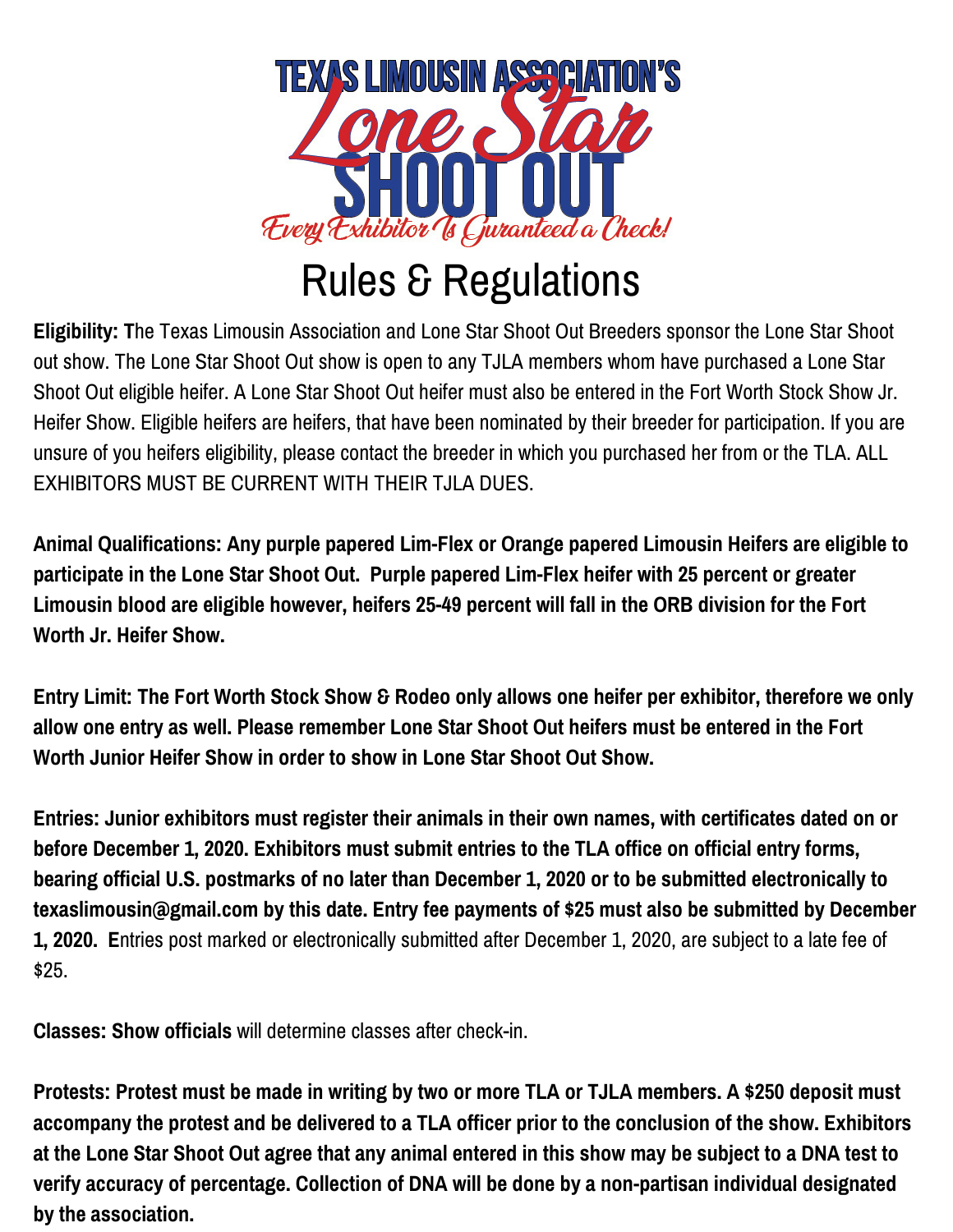# TEXAS LIMOUSIN ASSOCIATION'S Lone Star SHOOT OUT

*Every Exhibitor Is Guranteed a Check!*

# Rules & Regulations

**Eligibility: T**he Texas Limousin Association and Lone Star Shoot Out Breeders sponsor the Lone Star Shoot out show. The Lone Star Shoot Out show is open to any TJLA members whom have purchased a Lone Star Shoot Out eligible heifer. A Lone Star Shoot Out heifer must also be entered in the Fort Worth Stock Show Jr. Heifer Show. Eligible heifers are heifers, that have been nominated by their breeder for participation. If you are unsure of you heifers eligibility, please contact the breeder in which you purchased her from or the TLA. ALL EXHIBITORS MUST BE CURRENT WITH THEIR TJLA DUES.

**Animal Qualifications: Any purple papered Lim-Flex or Orange papered Limousin Heifers are eligible to participate in the Lone Star Shoot Out. Purple papered Lim-Flex heifer with 25 percent or greater Limousin blood are eligible however, heifers 25-49 percent will fall in the ORB division for the Fort Worth Jr. Heifer Show.**

**Entry Limit: The Fort Worth Stock Show & Rodeo only allows one heifer per exhibitor, therefore we only allow one entry as well. Please remember Lone Star Shoot Out heifers must be entered in the Fort Worth Junior Heifer Show in order to show in Lone Star Shoot Out Show.**

**Entries: Junior exhibitors must register their animals in their own names, with certificates dated on or before December 1, 2020. Exhibitors must submit entries to the TLA office on official entry forms, bearing official U.S. postmarks of no later than December 1, 2020 or to be submitted electronically to texaslimousin@gmail.com by this date. Entry fee payments of $25 must also be submitted by December 1, 2020. E**ntries post marked or electronically submitted after December 1, 2020, are subject to a late fee of $25.

**Classes: Show officials** will determine classes after check-in.

**Protests: Protest must be made in writing by two or more TLA or TJLA members. A $250 deposit must accompany the protest and be delivered to a TLA officer prior to the conclusion of the show. Exhibitors at the Lone Star Shoot Out agree that any animal entered in this show may be subject to a DNA test to verify accuracy of percentage. Collection of DNA will be done by a non-partisan individual designated by the association.**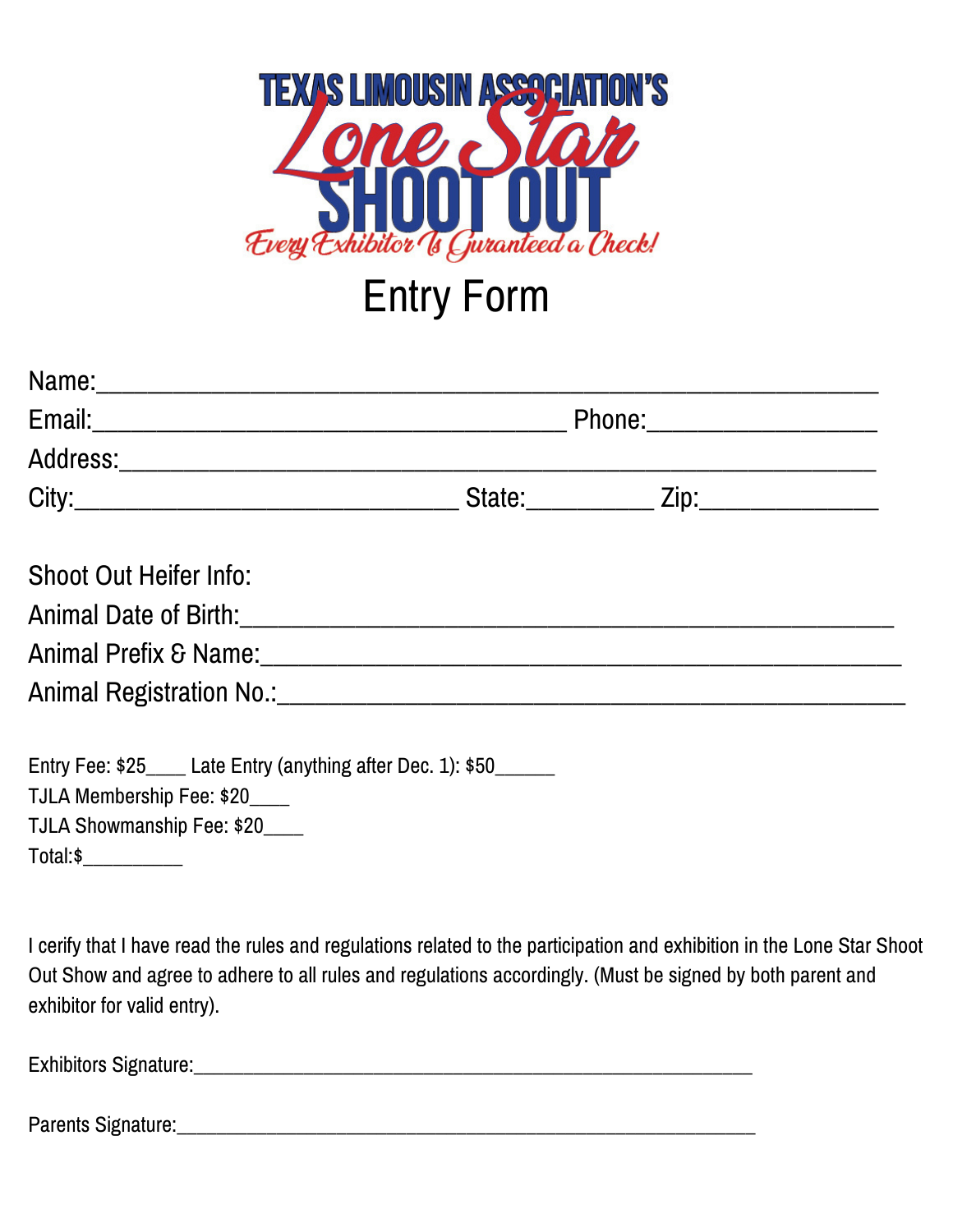# TEXAS LIMOUSIN ASSOCIATION'S Lone Star SHOOT OUT

*Every Exhibitor Is Guranteed a Check!*

# Entry Form

Name:_______________________________________________________________

Email:___________________________________ Phone:_________________

Address:_____________________________________________________________

City:______________________________ State:_________ Zip:_____________

Shoot Out Heifer Info:

Animal Date of Birth:_______________________________________________

Animal Prefix & Name:______________________________________________

Animal Registration No.:____________________________________________

Entry Fee: $25____ Late Entry (anything after Dec. 1): $50______

TJLA Membership Fee: $20____

TJLA Showmanship Fee: $20____

Total:$__________

I cerify that I have read the rules and regulations related to the participation and exhibition in the Lone Star Shoot Out Show and agree to adhere to all rules and regulations accordingly. (Must be signed by both parent and exhibitor for valid entry).

Exhibitors Signature:_______________________________________________

Parents Signature:_________________________________________________